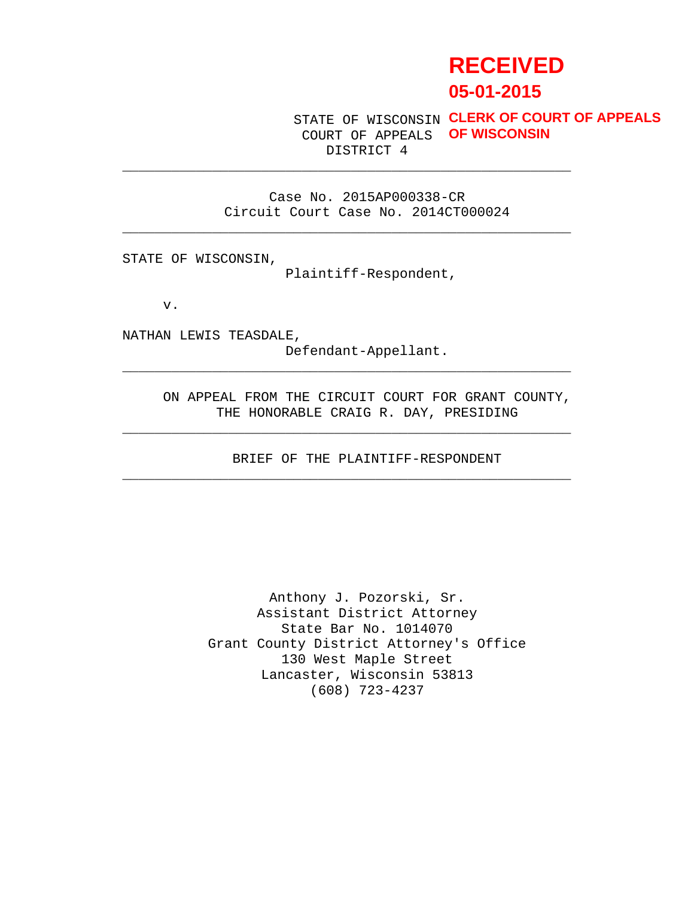RECEIVED
05-01-2015
CLERK OF COURT OF APPEALS
OF WISCONSIN

STATE OF WISCONSIN
COURT OF APPEALS
DISTRICT 4

---

Case No. 2015AP000338-CR
Circuit Court Case No. 2014CT000024

---

STATE OF WISCONSIN,
Plaintiff-Respondent,

v.

NATHAN LEWIS TEASDALE,
Defendant-Appellant.

---

ON APPEAL FROM THE CIRCUIT COURT FOR GRANT COUNTY,
THE HONORABLE CRAIG R. DAY, PRESIDING

---

BRIEF OF THE PLAINTIFF-RESPONDENT

---

Anthony J. Pozorski, Sr.
Assistant District Attorney
State Bar No. 1014070
Grant County District Attorney's Office
130 West Maple Street
Lancaster, Wisconsin 53813
(608) 723-4237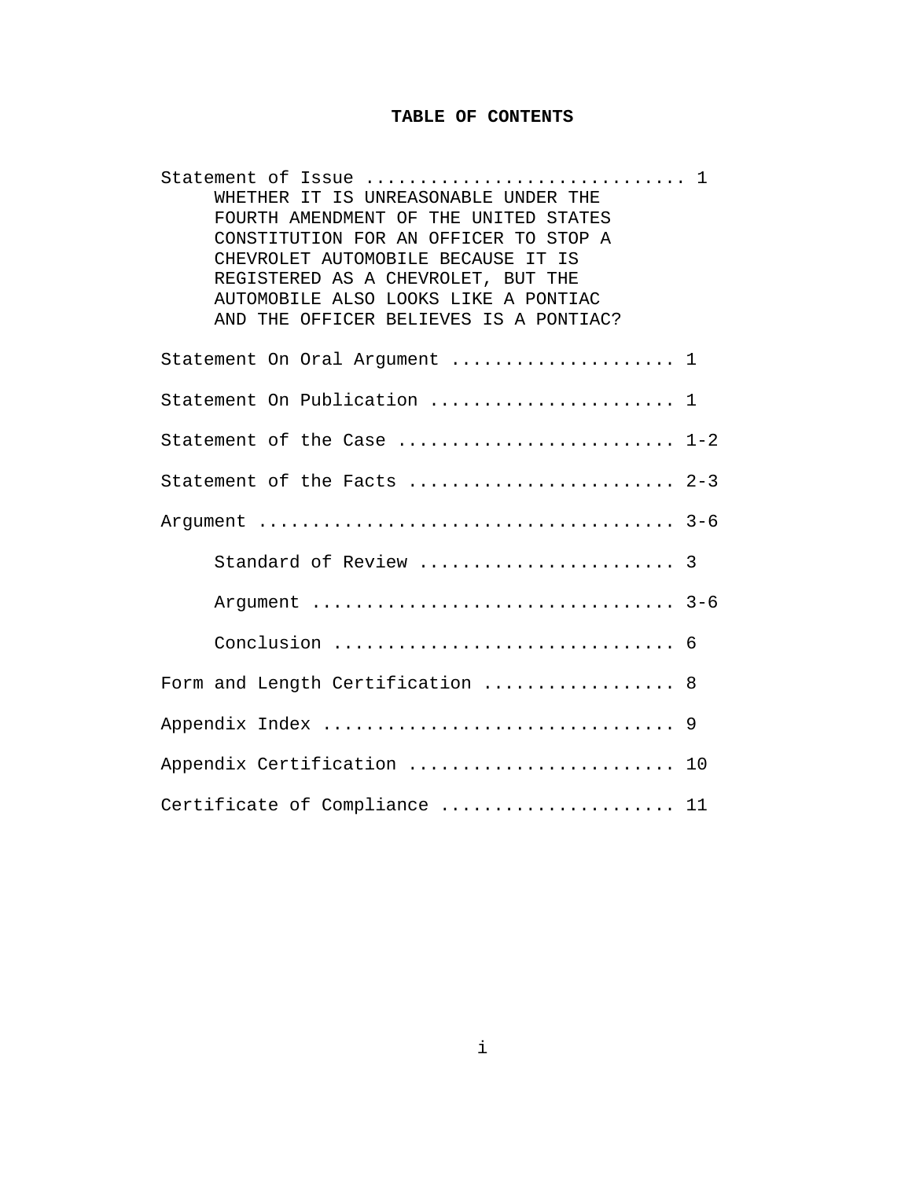# TABLE OF CONTENTS

Statement of Issue ............................ 1

WHETHER IT IS UNREASONABLE UNDER THE FOURTH AMENDMENT OF THE UNITED STATES CONSTITUTION FOR AN OFFICER TO STOP A CHEVROLET AUTOMOBILE BECAUSE IT IS REGISTERED AS A CHEVROLET, BUT THE AUTOMOBILE ALSO LOOKS LIKE A PONTIAC AND THE OFFICER BELIEVES IS A PONTIAC?

Statement On Oral Argument .................... 1

Statement On Publication ...................... 1

Statement of the Case ......................... 1-2

Statement of the Facts ........................ 2-3

Argument ...................................... 3-6

- Standard of Review ....................... 3
- Argument ................................. 3-6
- Conclusion ............................... 6

Form and Length Certification ................. 8

Appendix Index ................................ 9

Appendix Certification ........................ 10

Certificate of Compliance ..................... 11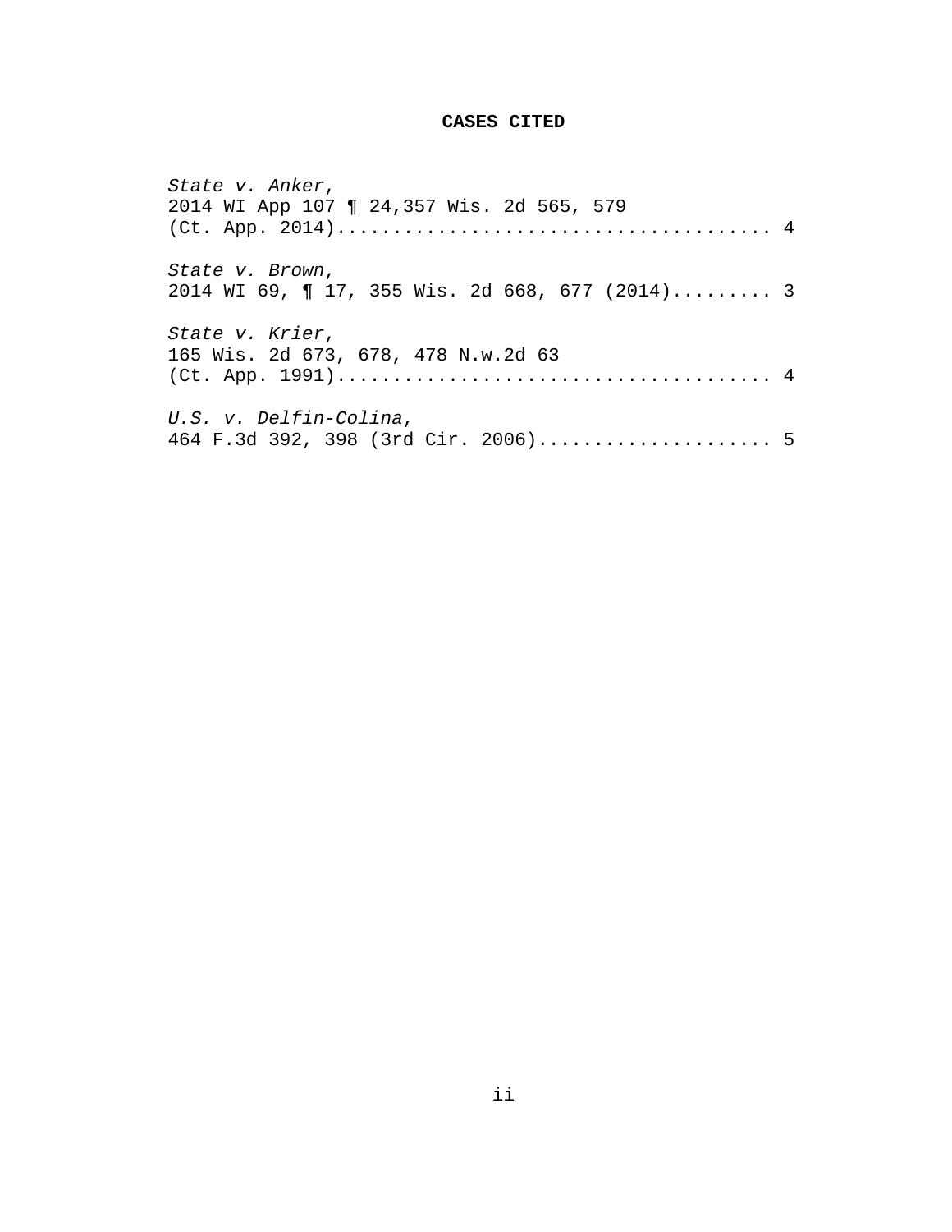**CASES CITED**

*State v. Anker*,
2014 WI App 107 ¶ 24,357 Wis. 2d 565, 579
(Ct. App. 2014)....................................... 4

*State v. Brown*,
2014 WI 69, ¶ 17, 355 Wis. 2d 668, 677 (2014)......... 3

*State v. Krier*,
165 Wis. 2d 673, 678, 478 N.w.2d 63
(Ct. App. 1991)....................................... 4

*U.S. v. Delfin-Colina*,
464 F.3d 392, 398 (3rd Cir. 2006)..................... 5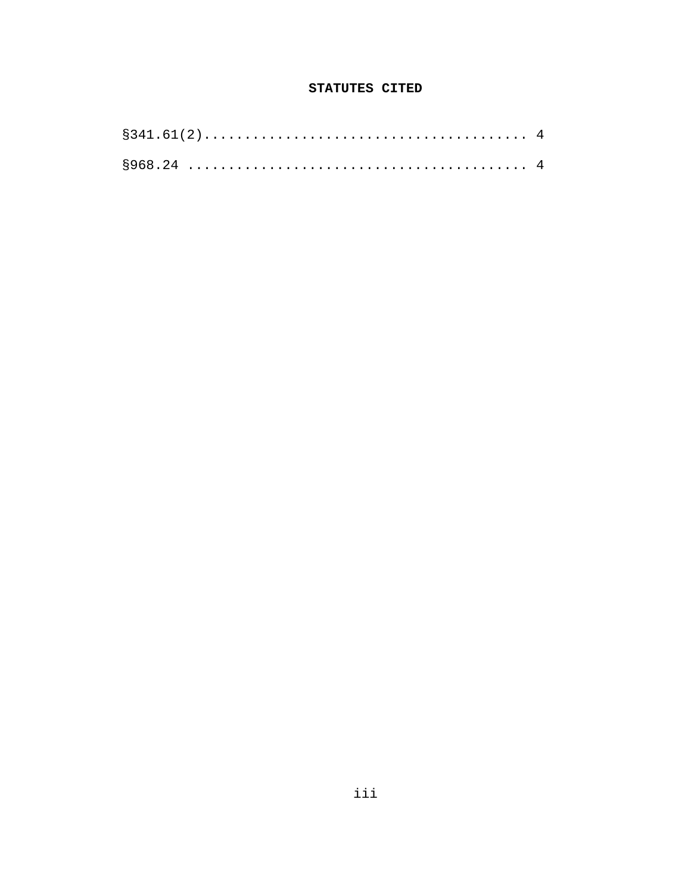**STATUTES CITED**

§341.61(2)........................................ 4

§968.24 .......................................... 4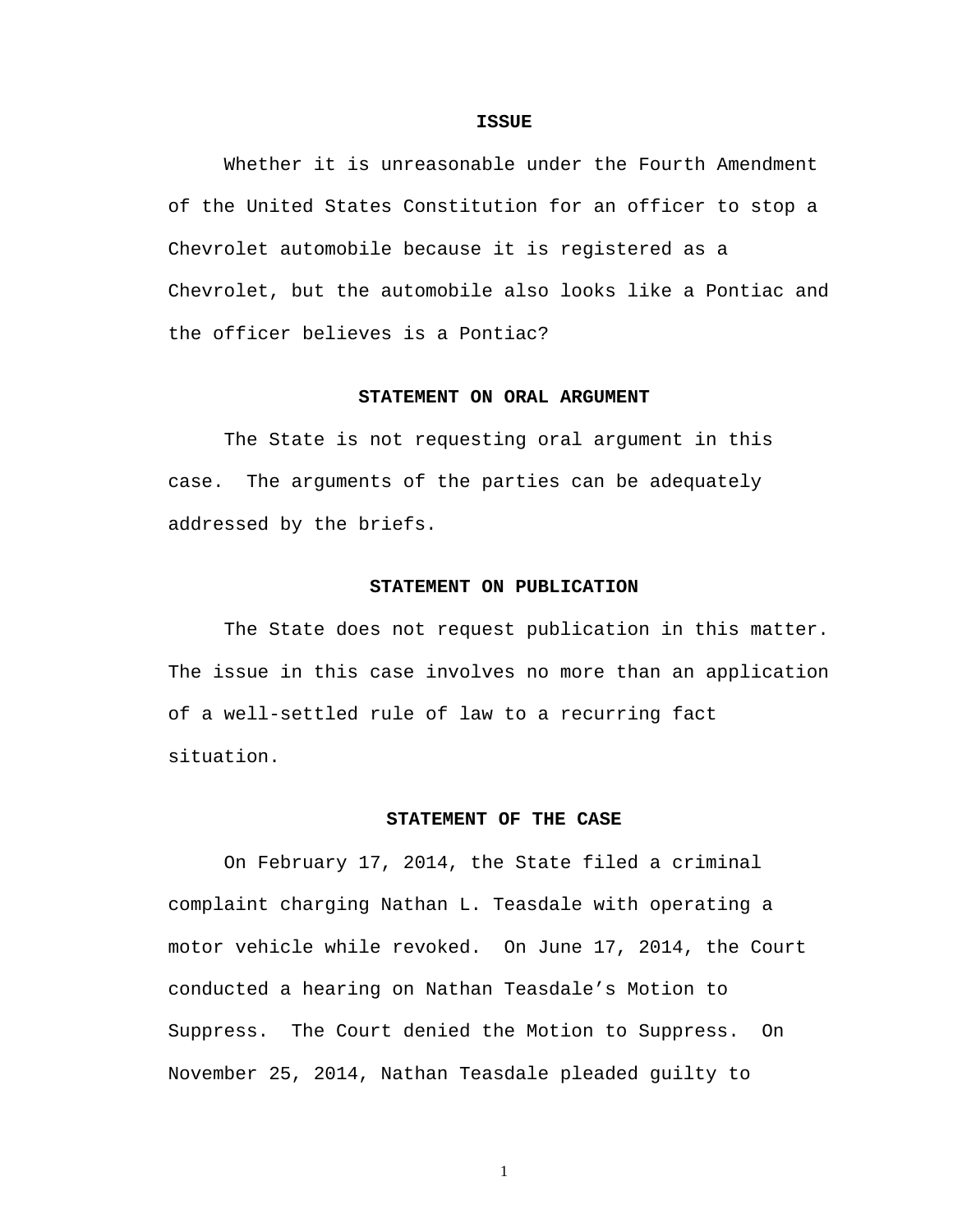## ISSUE

Whether it is unreasonable under the Fourth Amendment of the United States Constitution for an officer to stop a Chevrolet automobile because it is registered as a Chevrolet, but the automobile also looks like a Pontiac and the officer believes is a Pontiac?

## STATEMENT ON ORAL ARGUMENT

The State is not requesting oral argument in this case. The arguments of the parties can be adequately addressed by the briefs.

## STATEMENT ON PUBLICATION

The State does not request publication in this matter. The issue in this case involves no more than an application of a well-settled rule of law to a recurring fact situation.

## STATEMENT OF THE CASE

On February 17, 2014, the State filed a criminal complaint charging Nathan L. Teasdale with operating a motor vehicle while revoked. On June 17, 2014, the Court conducted a hearing on Nathan Teasdale's Motion to Suppress. The Court denied the Motion to Suppress. On November 25, 2014, Nathan Teasdale pleaded guilty to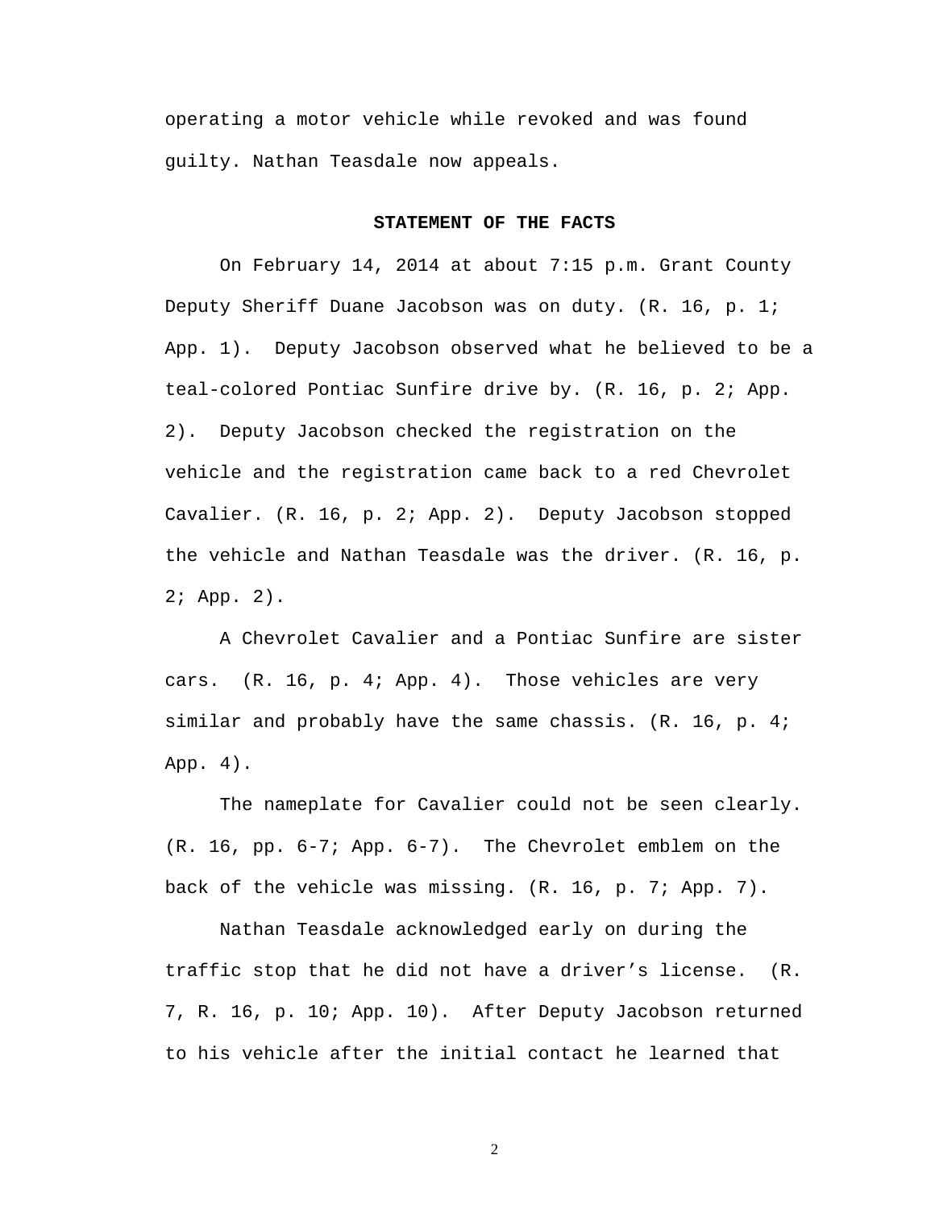operating a motor vehicle while revoked and was found guilty. Nathan Teasdale now appeals.

## STATEMENT OF THE FACTS

On February 14, 2014 at about 7:15 p.m. Grant County Deputy Sheriff Duane Jacobson was on duty. (R. 16, p. 1; App. 1). Deputy Jacobson observed what he believed to be a teal-colored Pontiac Sunfire drive by. (R. 16, p. 2; App. 2). Deputy Jacobson checked the registration on the vehicle and the registration came back to a red Chevrolet Cavalier. (R. 16, p. 2; App. 2). Deputy Jacobson stopped the vehicle and Nathan Teasdale was the driver. (R. 16, p. 2; App. 2).

A Chevrolet Cavalier and a Pontiac Sunfire are sister cars. (R. 16, p. 4; App. 4). Those vehicles are very similar and probably have the same chassis. (R. 16, p. 4; App. 4).

The nameplate for Cavalier could not be seen clearly. (R. 16, pp. 6-7; App. 6-7). The Chevrolet emblem on the back of the vehicle was missing. (R. 16, p. 7; App. 7).

Nathan Teasdale acknowledged early on during the traffic stop that he did not have a driver's license. (R. 7, R. 16, p. 10; App. 10). After Deputy Jacobson returned to his vehicle after the initial contact he learned that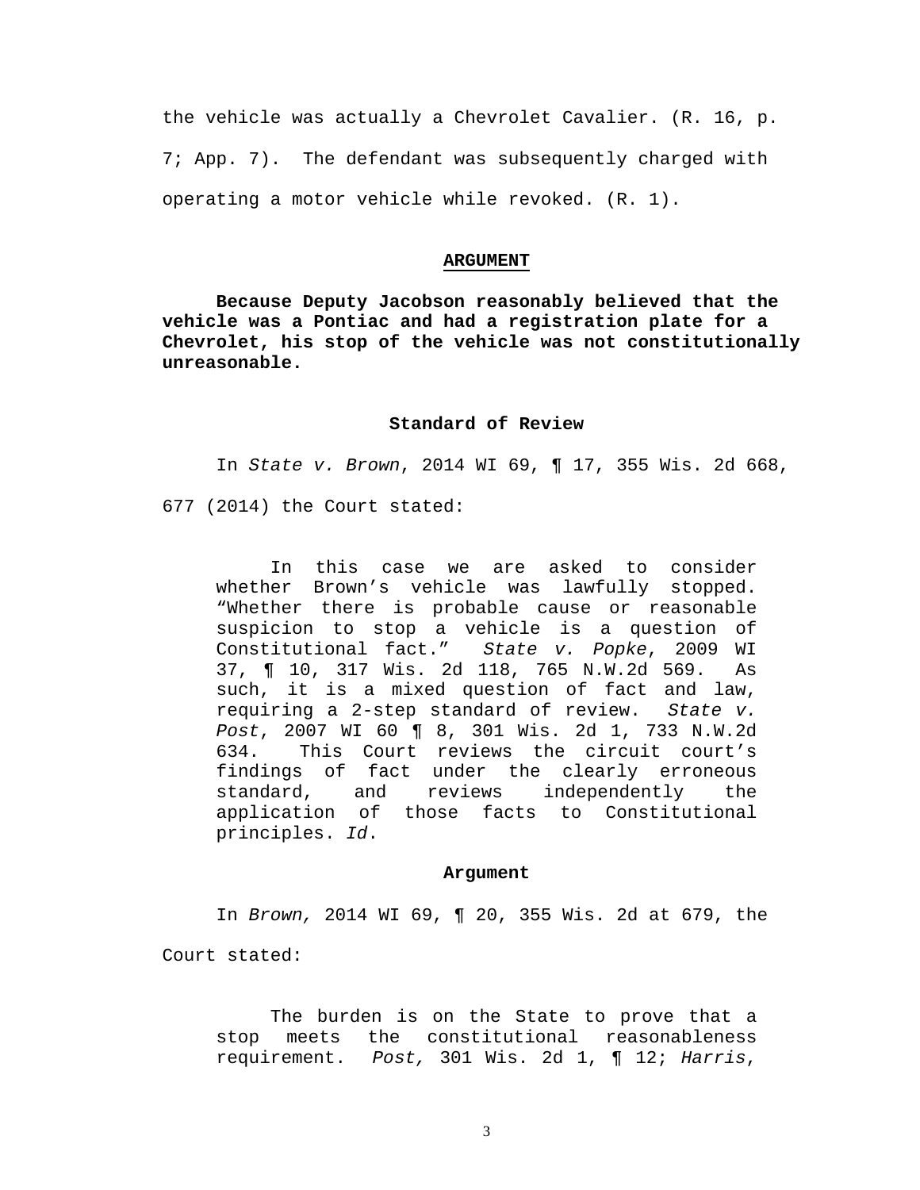the vehicle was actually a Chevrolet Cavalier. (R. 16, p. 7; App. 7). The defendant was subsequently charged with operating a motor vehicle while revoked. (R. 1).

## ARGUMENT

**Because Deputy Jacobson reasonably believed that the vehicle was a Pontiac and had a registration plate for a Chevrolet, his stop of the vehicle was not constitutionally unreasonable.**

### Standard of Review

In *State v. Brown*, 2014 WI 69, ¶ 17, 355 Wis. 2d 668, 677 (2014) the Court stated:

> In this case we are asked to consider whether Brown's vehicle was lawfully stopped. "Whether there is probable cause or reasonable suspicion to stop a vehicle is a question of Constitutional fact." *State v. Popke*, 2009 WI 37, ¶ 10, 317 Wis. 2d 118, 765 N.W.2d 569. As such, it is a mixed question of fact and law, requiring a 2-step standard of review. *State v. Post*, 2007 WI 60 ¶ 8, 301 Wis. 2d 1, 733 N.W.2d 634. This Court reviews the circuit court's findings of fact under the clearly erroneous standard, and reviews independently the application of those facts to Constitutional principles. *Id*.

### Argument

In *Brown,* 2014 WI 69, ¶ 20, 355 Wis. 2d at 679, the Court stated:

> The burden is on the State to prove that a stop meets the constitutional reasonableness requirement. *Post,* 301 Wis. 2d 1, ¶ 12; *Harris*,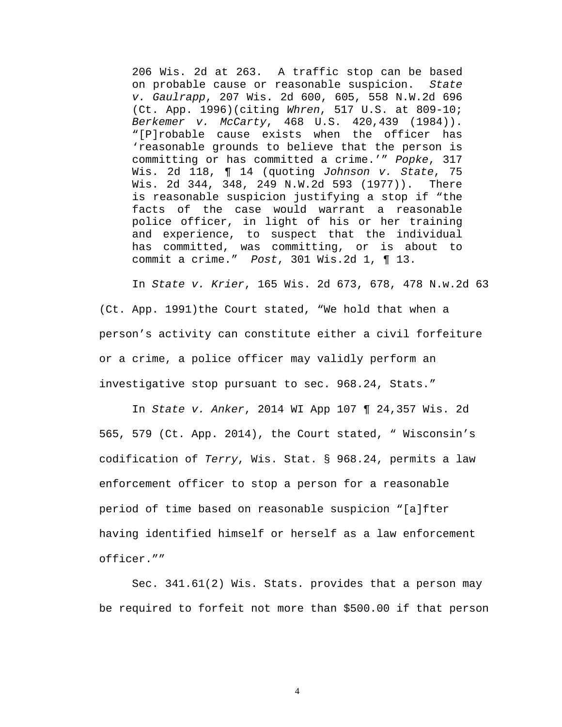> 206 Wis. 2d at 263. A traffic stop can be based on probable cause or reasonable suspicion. *State v. Gaulrapp*, 207 Wis. 2d 600, 605, 558 N.W.2d 696 (Ct. App. 1996)(citing *Whren*, 517 U.S. at 809-10; *Berkemer v. McCarty*, 468 U.S. 420,439 (1984)). “[P]robable cause exists when the officer has ‘reasonable grounds to believe that the person is committing or has committed a crime.’” *Popke*, 317 Wis. 2d 118, ¶ 14 (quoting *Johnson v. State*, 75 Wis. 2d 344, 348, 249 N.W.2d 593 (1977)). There is reasonable suspicion justifying a stop if “the facts of the case would warrant a reasonable police officer, in light of his or her training and experience, to suspect that the individual has committed, was committing, or is about to commit a crime.” *Post*, 301 Wis.2d 1, ¶ 13.

In *State v. Krier*, 165 Wis. 2d 673, 678, 478 N.w.2d 63 (Ct. App. 1991)the Court stated, “We hold that when a person’s activity can constitute either a civil forfeiture or a crime, a police officer may validly perform an investigative stop pursuant to sec. 968.24, Stats.”

In *State v. Anker*, 2014 WI App 107 ¶ 24,357 Wis. 2d 565, 579 (Ct. App. 2014), the Court stated, “ Wisconsin’s codification of *Terry*, Wis. Stat. § 968.24, permits a law enforcement officer to stop a person for a reasonable period of time based on reasonable suspicion “[a]fter having identified himself or herself as a law enforcement officer.””

Sec. 341.61(2) Wis. Stats. provides that a person may be required to forfeit not more than $500.00 if that person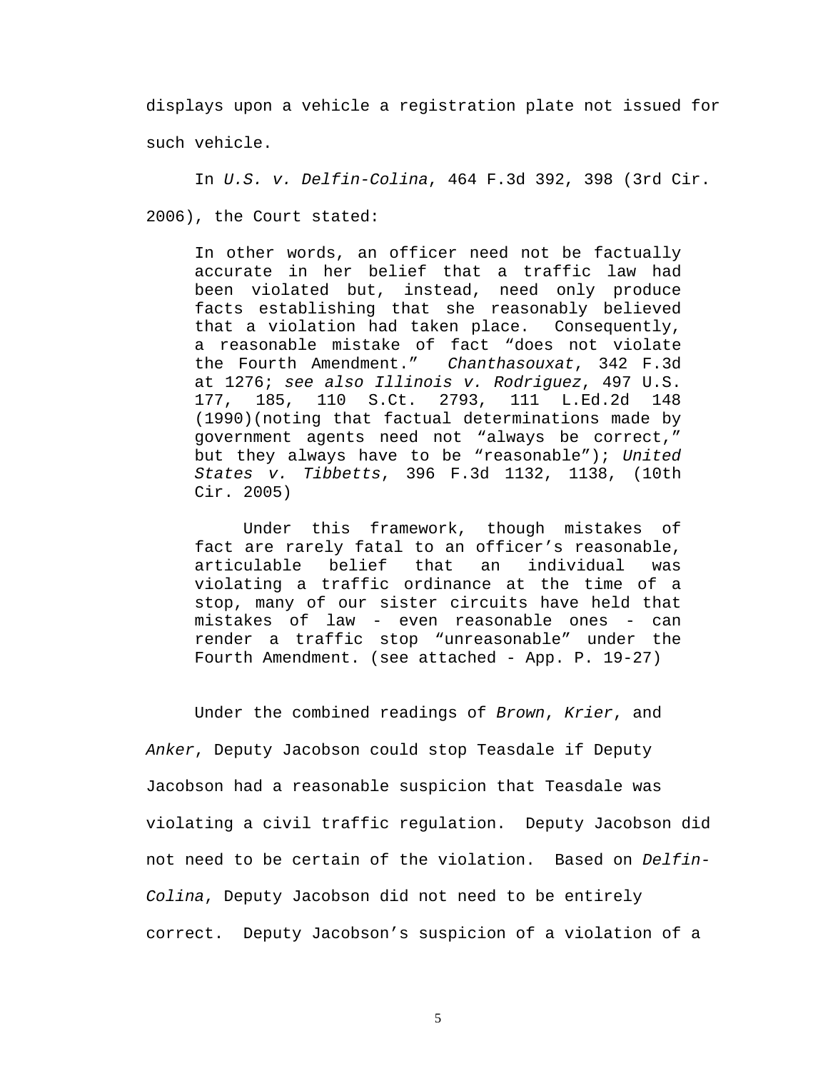displays upon a vehicle a registration plate not issued for such vehicle.

In *U.S. v. Delfin-Colina*, 464 F.3d 392, 398 (3rd Cir. 2006), the Court stated:

> In other words, an officer need not be factually accurate in her belief that a traffic law had been violated but, instead, need only produce facts establishing that she reasonably believed that a violation had taken place. Consequently, a reasonable mistake of fact "does not violate the Fourth Amendment." *Chanthasouxat*, 342 F.3d at 1276; *see also Illinois v. Rodriguez*, 497 U.S. 177, 185, 110 S.Ct. 2793, 111 L.Ed.2d 148 (1990)(noting that factual determinations made by government agents need not "always be correct," but they always have to be "reasonable"); *United States v. Tibbetts*, 396 F.3d 1132, 1138, (10th Cir. 2005)
>
> Under this framework, though mistakes of fact are rarely fatal to an officer's reasonable, articulable belief that an individual was violating a traffic ordinance at the time of a stop, many of our sister circuits have held that mistakes of law - even reasonable ones - can render a traffic stop "unreasonable" under the Fourth Amendment. (see attached - App. P. 19-27)

Under the combined readings of *Brown*, *Krier*, and *Anker*, Deputy Jacobson could stop Teasdale if Deputy Jacobson had a reasonable suspicion that Teasdale was violating a civil traffic regulation. Deputy Jacobson did not need to be certain of the violation. Based on *Delfin-Colina*, Deputy Jacobson did not need to be entirely correct. Deputy Jacobson's suspicion of a violation of a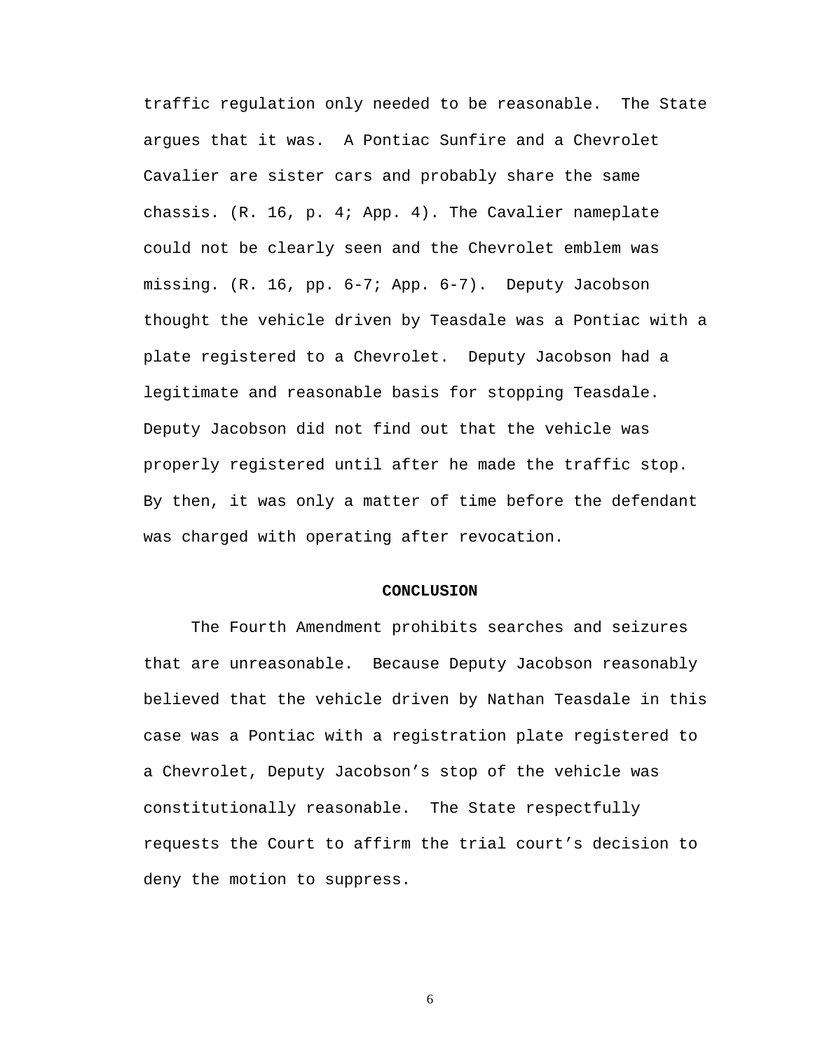traffic regulation only needed to be reasonable. The State argues that it was. A Pontiac Sunfire and a Chevrolet Cavalier are sister cars and probably share the same chassis. (R. 16, p. 4; App. 4). The Cavalier nameplate could not be clearly seen and the Chevrolet emblem was missing. (R. 16, pp. 6-7; App. 6-7). Deputy Jacobson thought the vehicle driven by Teasdale was a Pontiac with a plate registered to a Chevrolet. Deputy Jacobson had a legitimate and reasonable basis for stopping Teasdale. Deputy Jacobson did not find out that the vehicle was properly registered until after he made the traffic stop. By then, it was only a matter of time before the defendant was charged with operating after revocation.

## CONCLUSION

The Fourth Amendment prohibits searches and seizures that are unreasonable. Because Deputy Jacobson reasonably believed that the vehicle driven by Nathan Teasdale in this case was a Pontiac with a registration plate registered to a Chevrolet, Deputy Jacobson's stop of the vehicle was constitutionally reasonable. The State respectfully requests the Court to affirm the trial court's decision to deny the motion to suppress.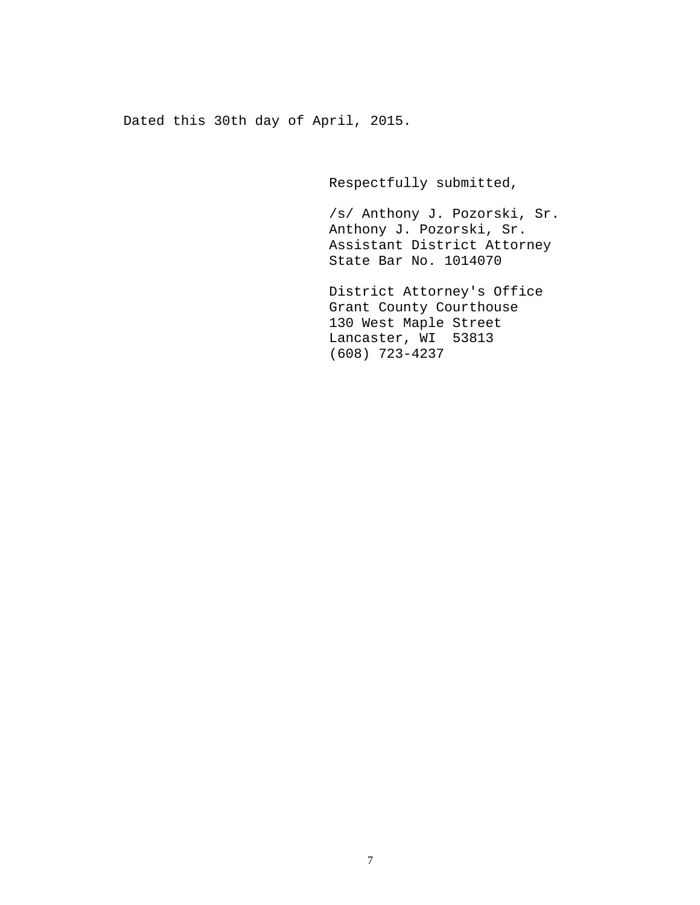Dated this 30th day of April, 2015.

Respectfully submitted,

/s/ Anthony J. Pozorski, Sr.
Anthony J. Pozorski, Sr.
Assistant District Attorney
State Bar No. 1014070

District Attorney's Office
Grant County Courthouse
130 West Maple Street
Lancaster, WI 53813
(608) 723-4237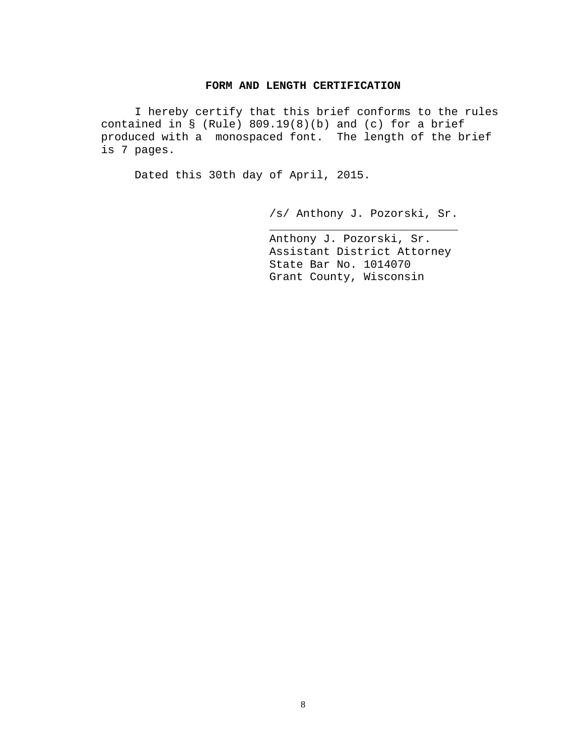## FORM AND LENGTH CERTIFICATION

I hereby certify that this brief conforms to the rules contained in § (Rule) 809.19(8)(b) and (c) for a brief produced with a monospaced font. The length of the brief is 7 pages.

Dated this 30th day of April, 2015.

/s/ Anthony J. Pozorski, Sr.

Anthony J. Pozorski, Sr.
Assistant District Attorney
State Bar No. 1014070
Grant County, Wisconsin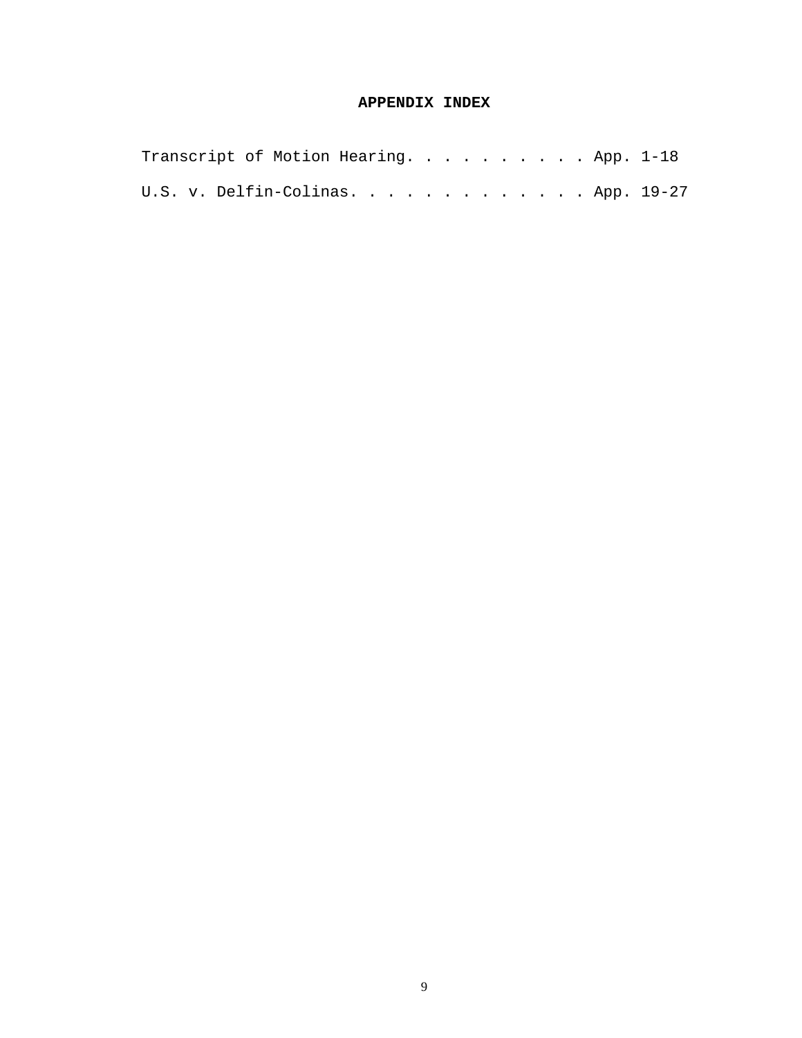## APPENDIX INDEX

Transcript of Motion Hearing. . . . . . . . . . App. 1-18

U.S. v. Delfin-Colinas. . . . . . . . . . . . . App. 19-27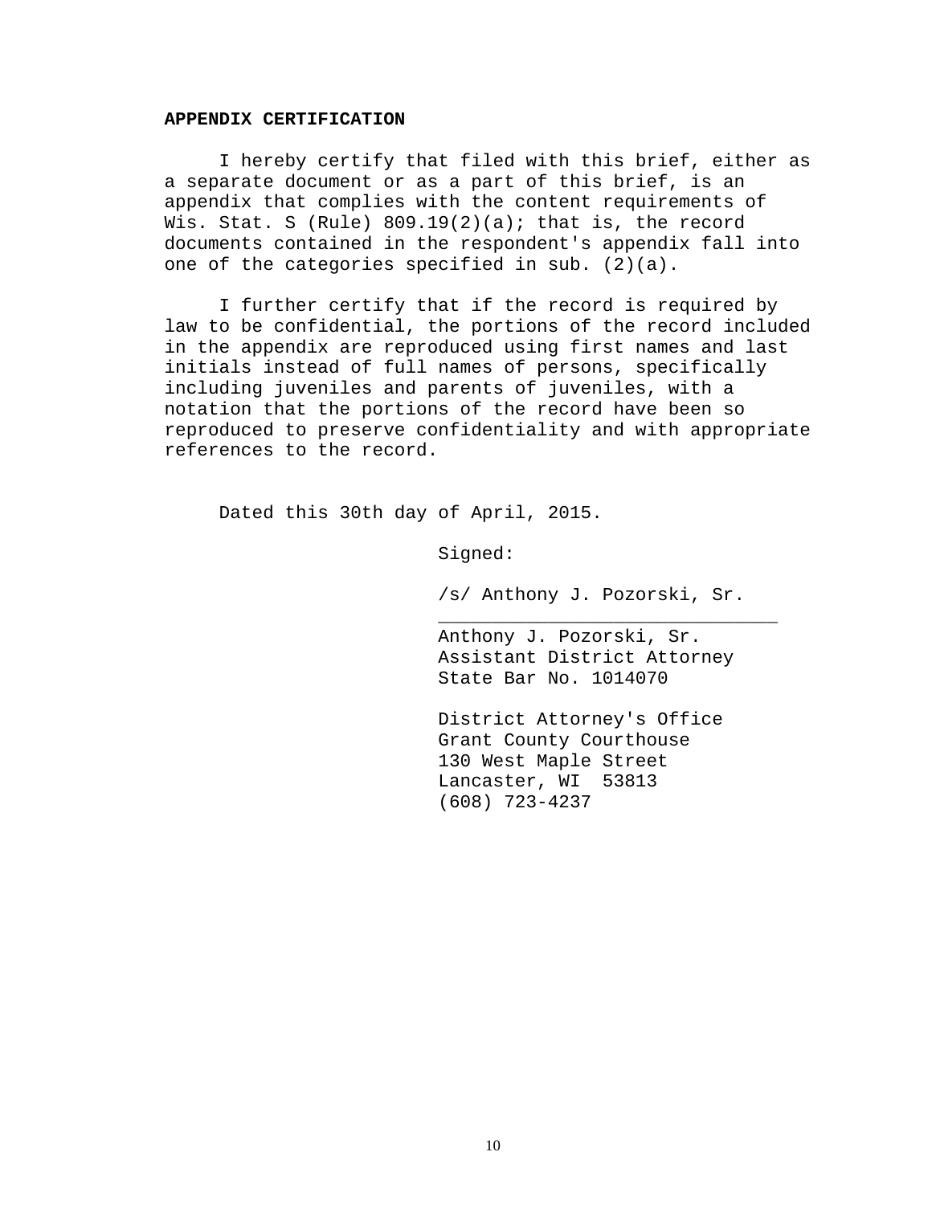**APPENDIX CERTIFICATION**

I hereby certify that filed with this brief, either as a separate document or as a part of this brief, is an appendix that complies with the content requirements of Wis. Stat. S (Rule) 809.19(2)(a); that is, the record documents contained in the respondent's appendix fall into one of the categories specified in sub. (2)(a).

I further certify that if the record is required by law to be confidential, the portions of the record included in the appendix are reproduced using first names and last initials instead of full names of persons, specifically including juveniles and parents of juveniles, with a notation that the portions of the record have been so reproduced to preserve confidentiality and with appropriate references to the record.

Dated this 30th day of April, 2015.

Signed:

/s/ Anthony J. Pozorski, Sr.
\_\_\_\_\_\_\_\_\_\_\_\_\_\_\_\_\_\_\_\_\_\_\_\_\_\_\_\_\_\_\_\_
Anthony J. Pozorski, Sr.
Assistant District Attorney
State Bar No. 1014070

District Attorney's Office
Grant County Courthouse
130 West Maple Street
Lancaster, WI 53813
(608) 723-4237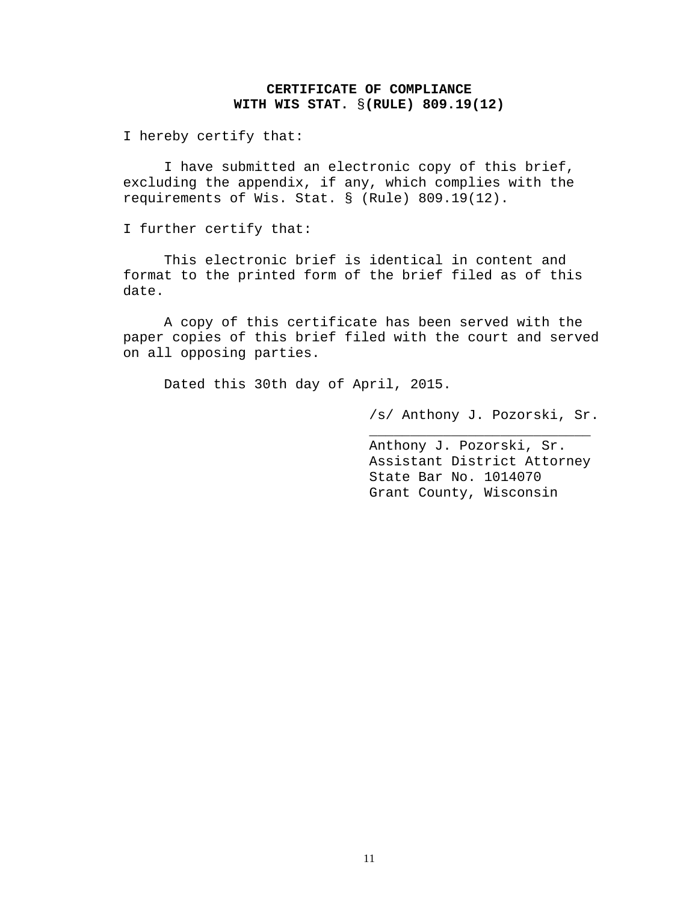**CERTIFICATE OF COMPLIANCE**
**WITH WIS STAT. §(RULE) 809.19(12)**

I hereby certify that:

I have submitted an electronic copy of this brief, excluding the appendix, if any, which complies with the requirements of Wis. Stat. § (Rule) 809.19(12).

I further certify that:

This electronic brief is identical in content and format to the printed form of the brief filed as of this date.

A copy of this certificate has been served with the paper copies of this brief filed with the court and served on all opposing parties.

Dated this 30th day of April, 2015.

/s/ Anthony J. Pozorski, Sr.
___________________________
Anthony J. Pozorski, Sr.
Assistant District Attorney
State Bar No. 1014070
Grant County, Wisconsin